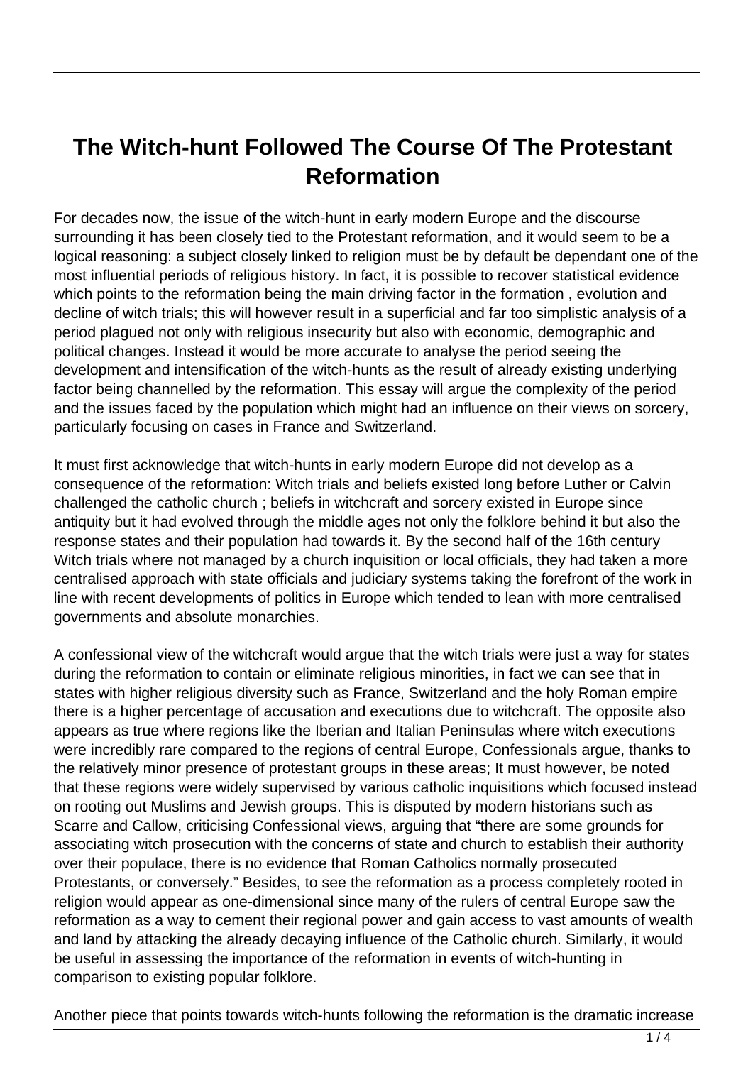# The Witch-hunt Followed The Course Of The Protestant Reformation

For decades now, the issue of the witch-hunt in early modern Europe and the discourse surrounding it has been closely tied to the Protestant reformation, and it would seem to be a logical reasoning: a subject closely linked to religion must be by default be dependant one of the most influential periods of religious history. In fact, it is possible to recover statistical evidence which points to the reformation being the main driving factor in the formation , evolution and decline of witch trials; this will however result in a superficial and far too simplistic analysis of a period plagued not only with religious insecurity but also with economic, demographic and political changes. Instead it would be more accurate to analyse the period seeing the development and intensification of the witch-hunts as the result of already existing underlying factor being channelled by the reformation. This essay will argue the complexity of the period and the issues faced by the population which might had an influence on their views on sorcery, particularly focusing on cases in France and Switzerland.

It must first acknowledge that witch-hunts in early modern Europe did not develop as a consequence of the reformation: Witch trials and beliefs existed long before Luther or Calvin challenged the catholic church ; beliefs in witchcraft and sorcery existed in Europe since antiquity but it had evolved through the middle ages not only the folklore behind it but also the response states and their population had towards it. By the second half of the 16th century Witch trials where not managed by a church inquisition or local officials, they had taken a more centralised approach with state officials and judiciary systems taking the forefront of the work in line with recent developments of politics in Europe which tended to lean with more centralised governments and absolute monarchies.

A confessional view of the witchcraft would argue that the witch trials were just a way for states during the reformation to contain or eliminate religious minorities, in fact we can see that in states with higher religious diversity such as France, Switzerland and the holy Roman empire there is a higher percentage of accusation and executions due to witchcraft. The opposite also appears as true where regions like the Iberian and Italian Peninsulas where witch executions were incredibly rare compared to the regions of central Europe, Confessionals argue, thanks to the relatively minor presence of protestant groups in these areas; It must however, be noted that these regions were widely supervised by various catholic inquisitions which focused instead on rooting out Muslims and Jewish groups. This is disputed by modern historians such as Scarre and Callow, criticising Confessional views, arguing that "there are some grounds for associating witch prosecution with the concerns of state and church to establish their authority over their populace, there is no evidence that Roman Catholics normally prosecuted Protestants, or conversely." Besides, to see the reformation as a process completely rooted in religion would appear as one-dimensional since many of the rulers of central Europe saw the reformation as a way to cement their regional power and gain access to vast amounts of wealth and land by attacking the already decaying influence of the Catholic church. Similarly, it would be useful in assessing the importance of the reformation in events of witch-hunting in comparison to existing popular folklore.

Another piece that points towards witch-hunts following the reformation is the dramatic increase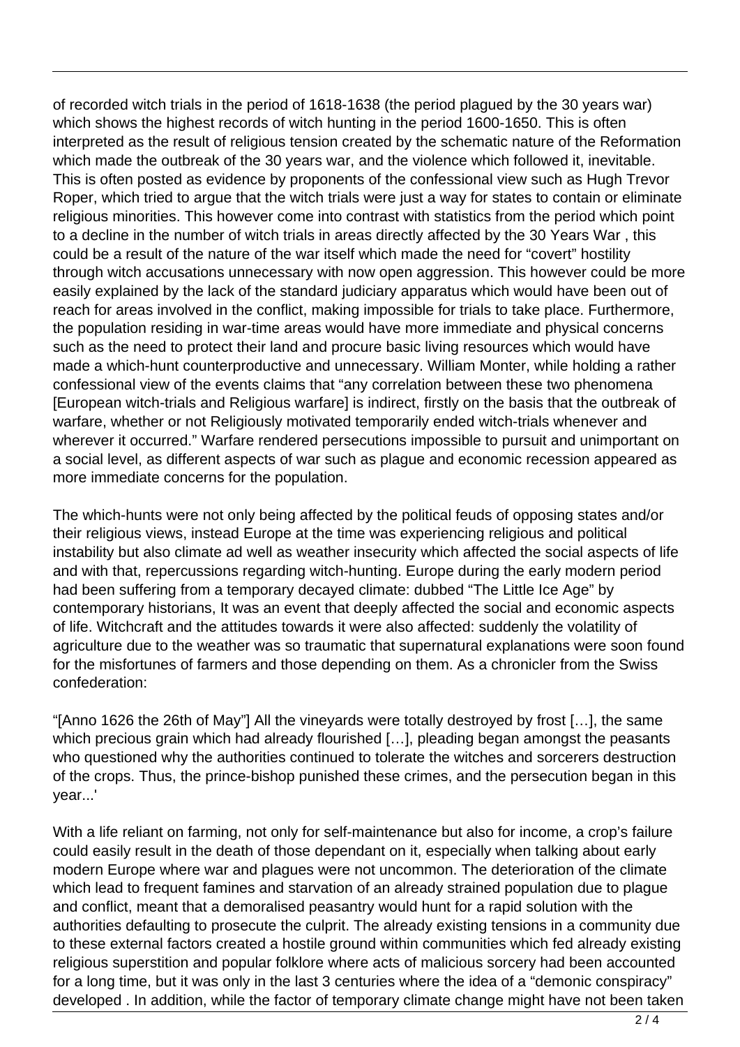of recorded witch trials in the period of 1618-1638 (the period plagued by the 30 years war) which shows the highest records of witch hunting in the period 1600-1650. This is often interpreted as the result of religious tension created by the schematic nature of the Reformation which made the outbreak of the 30 years war, and the violence which followed it, inevitable. This is often posted as evidence by proponents of the confessional view such as Hugh Trevor Roper, which tried to argue that the witch trials were just a way for states to contain or eliminate religious minorities. This however come into contrast with statistics from the period which point to a decline in the number of witch trials in areas directly affected by the 30 Years War , this could be a result of the nature of the war itself which made the need for "covert" hostility through witch accusations unnecessary with now open aggression. This however could be more easily explained by the lack of the standard judiciary apparatus which would have been out of reach for areas involved in the conflict, making impossible for trials to take place. Furthermore, the population residing in war-time areas would have more immediate and physical concerns such as the need to protect their land and procure basic living resources which would have made a which-hunt counterproductive and unnecessary. William Monter, while holding a rather confessional view of the events claims that "any correlation between these two phenomena [European witch-trials and Religious warfare] is indirect, firstly on the basis that the outbreak of warfare, whether or not Religiously motivated temporarily ended witch-trials whenever and wherever it occurred." Warfare rendered persecutions impossible to pursuit and unimportant on a social level, as different aspects of war such as plague and economic recession appeared as more immediate concerns for the population.

The which-hunts were not only being affected by the political feuds of opposing states and/or their religious views, instead Europe at the time was experiencing religious and political instability but also climate ad well as weather insecurity which affected the social aspects of life and with that, repercussions regarding witch-hunting. Europe during the early modern period had been suffering from a temporary decayed climate: dubbed "The Little Ice Age" by contemporary historians, It was an event that deeply affected the social and economic aspects of life. Witchcraft and the attitudes towards it were also affected: suddenly the volatility of agriculture due to the weather was so traumatic that supernatural explanations were soon found for the misfortunes of farmers and those depending on them. As a chronicler from the Swiss confederation:

"[Anno 1626 the 26th of May"] All the vineyards were totally destroyed by frost […], the same which precious grain which had already flourished […], pleading began amongst the peasants who questioned why the authorities continued to tolerate the witches and sorcerers destruction of the crops. Thus, the prince-bishop punished these crimes, and the persecution began in this year...'

With a life reliant on farming, not only for self-maintenance but also for income, a crop's failure could easily result in the death of those dependant on it, especially when talking about early modern Europe where war and plagues were not uncommon. The deterioration of the climate which lead to frequent famines and starvation of an already strained population due to plague and conflict, meant that a demoralised peasantry would hunt for a rapid solution with the authorities defaulting to prosecute the culprit. The already existing tensions in a community due to these external factors created a hostile ground within communities which fed already existing religious superstition and popular folklore where acts of malicious sorcery had been accounted for a long time, but it was only in the last 3 centuries where the idea of a "demonic conspiracy" developed . In addition, while the factor of temporary climate change might have not been taken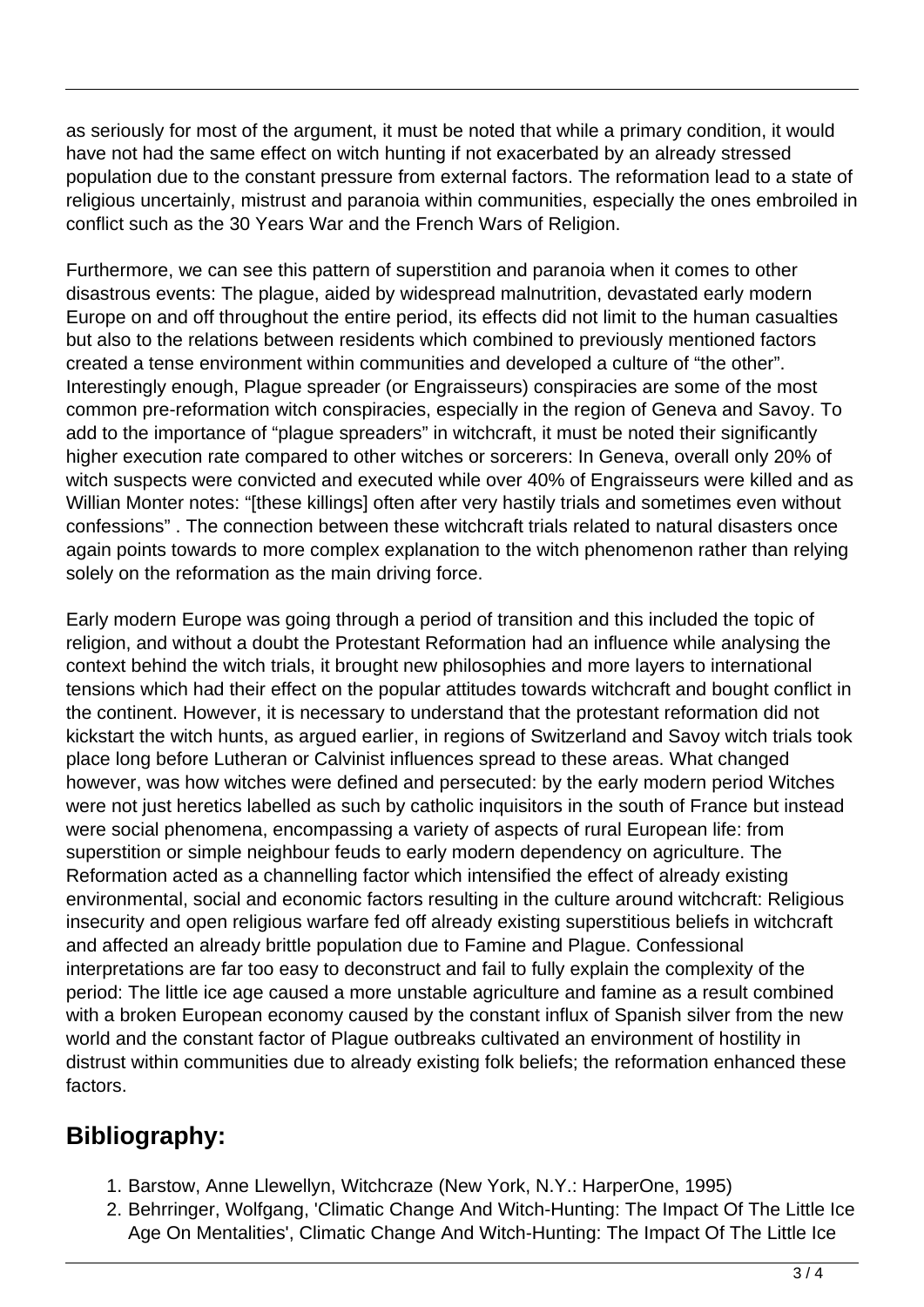as seriously for most of the argument, it must be noted that while a primary condition, it would have not had the same effect on witch hunting if not exacerbated by an already stressed population due to the constant pressure from external factors. The reformation lead to a state of religious uncertainly, mistrust and paranoia within communities, especially the ones embroiled in conflict such as the 30 Years War and the French Wars of Religion.

Furthermore, we can see this pattern of superstition and paranoia when it comes to other disastrous events: The plague, aided by widespread malnutrition, devastated early modern Europe on and off throughout the entire period, its effects did not limit to the human casualties but also to the relations between residents which combined to previously mentioned factors created a tense environment within communities and developed a culture of "the other". Interestingly enough, Plague spreader (or Engraisseurs) conspiracies are some of the most common pre-reformation witch conspiracies, especially in the region of Geneva and Savoy. To add to the importance of "plague spreaders" in witchcraft, it must be noted their significantly higher execution rate compared to other witches or sorcerers: In Geneva, overall only 20% of witch suspects were convicted and executed while over 40% of Engraisseurs were killed and as Willian Monter notes: "[these killings] often after very hastily trials and sometimes even without confessions" . The connection between these witchcraft trials related to natural disasters once again points towards to more complex explanation to the witch phenomenon rather than relying solely on the reformation as the main driving force.

Early modern Europe was going through a period of transition and this included the topic of religion, and without a doubt the Protestant Reformation had an influence while analysing the context behind the witch trials, it brought new philosophies and more layers to international tensions which had their effect on the popular attitudes towards witchcraft and bought conflict in the continent. However, it is necessary to understand that the protestant reformation did not kickstart the witch hunts, as argued earlier, in regions of Switzerland and Savoy witch trials took place long before Lutheran or Calvinist influences spread to these areas. What changed however, was how witches were defined and persecuted: by the early modern period Witches were not just heretics labelled as such by catholic inquisitors in the south of France but instead were social phenomena, encompassing a variety of aspects of rural European life: from superstition or simple neighbour feuds to early modern dependency on agriculture. The Reformation acted as a channelling factor which intensified the effect of already existing environmental, social and economic factors resulting in the culture around witchcraft: Religious insecurity and open religious warfare fed off already existing superstitious beliefs in witchcraft and affected an already brittle population due to Famine and Plague. Confessional interpretations are far too easy to deconstruct and fail to fully explain the complexity of the period: The little ice age caused a more unstable agriculture and famine as a result combined with a broken European economy caused by the constant influx of Spanish silver from the new world and the constant factor of Plague outbreaks cultivated an environment of hostility in distrust within communities due to already existing folk beliefs; the reformation enhanced these factors.

## Bibliography:

1. Barstow, Anne Llewellyn, Witchcraze (New York, N.Y.: HarperOne, 1995)
2. Behrringer, Wolfgang, 'Climatic Change And Witch-Hunting: The Impact Of The Little Ice Age On Mentalities', Climatic Change And Witch-Hunting: The Impact Of The Little Ice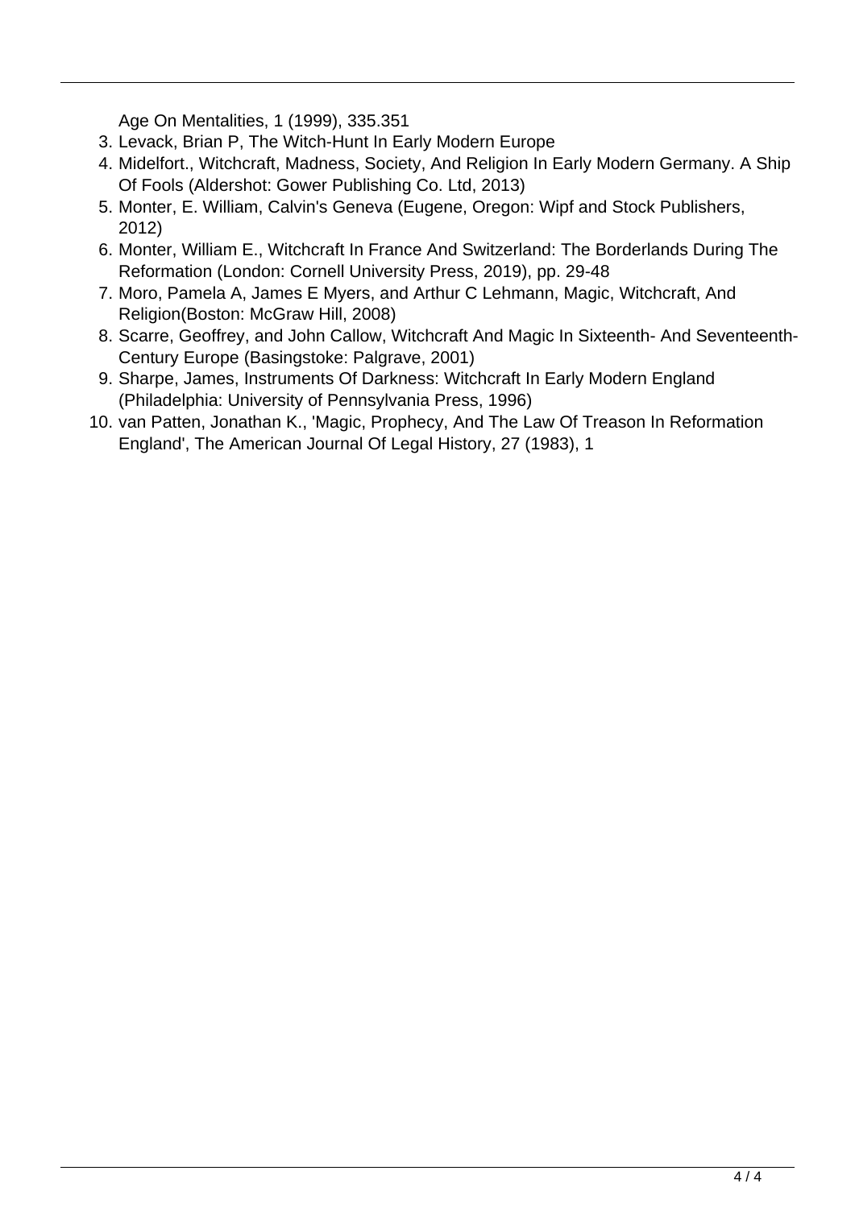Age On Mentalities, 1 (1999), 335.351

3. Levack, Brian P, The Witch-Hunt In Early Modern Europe
4. Midelfort., Witchcraft, Madness, Society, And Religion In Early Modern Germany. A Ship Of Fools (Aldershot: Gower Publishing Co. Ltd, 2013)
5. Monter, E. William, Calvin's Geneva (Eugene, Oregon: Wipf and Stock Publishers, 2012)
6. Monter, William E., Witchcraft In France And Switzerland: The Borderlands During The Reformation (London: Cornell University Press, 2019), pp. 29-48
7. Moro, Pamela A, James E Myers, and Arthur C Lehmann, Magic, Witchcraft, And Religion(Boston: McGraw Hill, 2008)
8. Scarre, Geoffrey, and John Callow, Witchcraft And Magic In Sixteenth- And Seventeenth-Century Europe (Basingstoke: Palgrave, 2001)
9. Sharpe, James, Instruments Of Darkness: Witchcraft In Early Modern England (Philadelphia: University of Pennsylvania Press, 1996)
10. van Patten, Jonathan K., 'Magic, Prophecy, And The Law Of Treason In Reformation England', The American Journal Of Legal History, 27 (1983), 1